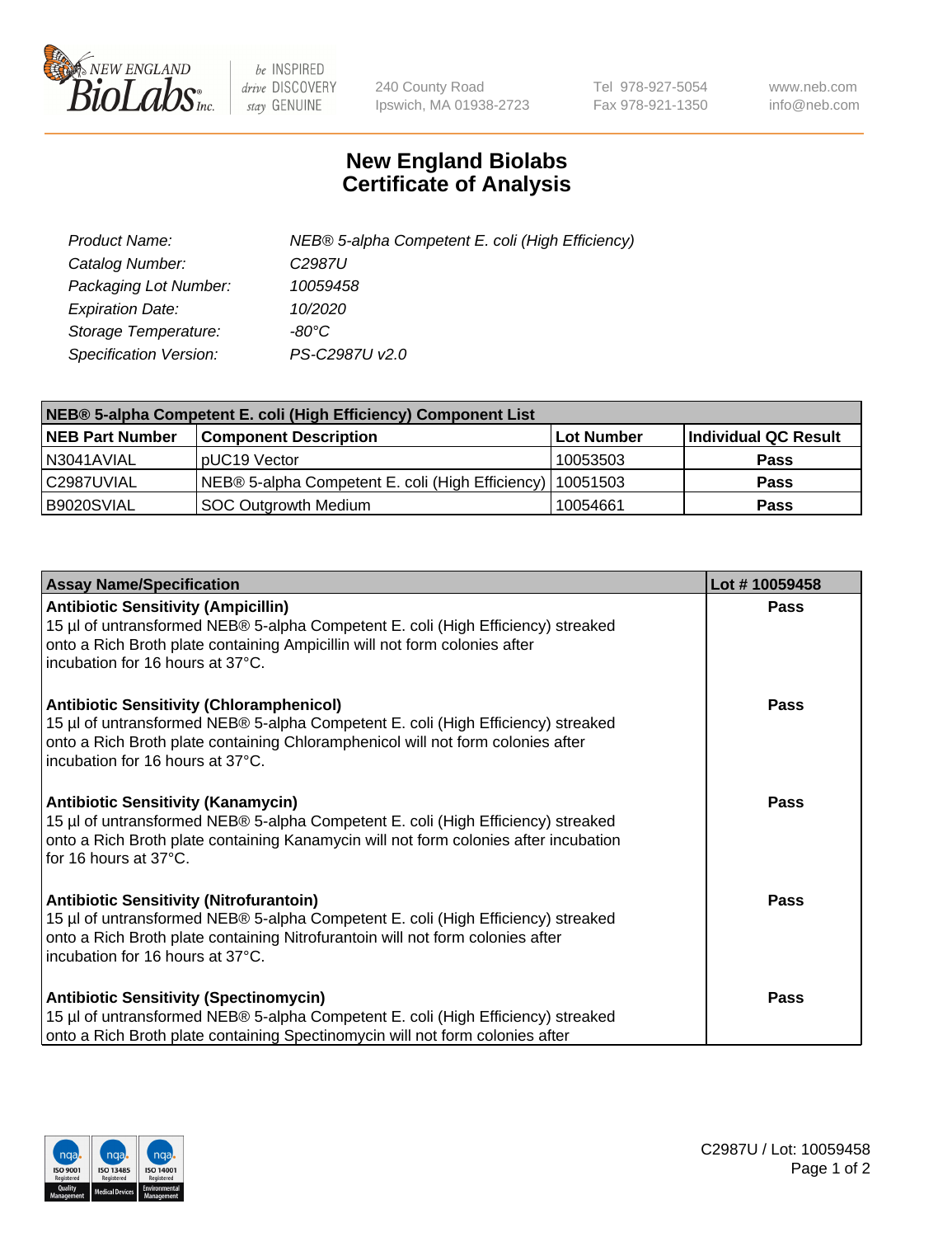# New England Biolabs Certificate of Analysis

| | |
|---|---|
| *Product Name:* | *NEB® 5-alpha Competent E. coli (High Efficiency)* |
| *Catalog Number:* | *C2987U* |
| *Packaging Lot Number:* | *10059458* |
| *Expiration Date:* | *10/2020* |
| *Storage Temperature:* | *-80°C* |
| *Specification Version:* | *PS-C2987U v2.0* |

**NEB® 5-alpha Competent E. coli (High Efficiency) Component List**

| NEB Part Number | Component Description | Lot Number | Individual QC Result |
|---|---|---|---|
| N3041AVIAL | pUC19 Vector | 10053503 | **Pass** |
| C2987UVIAL | NEB® 5-alpha Competent E. coli (High Efficiency) | 10051503 | **Pass** |
| B9020SVIAL | SOC Outgrowth Medium | 10054661 | **Pass** |

| Assay Name/Specification | Lot # 10059458 |
|---|---|
| **Antibiotic Sensitivity (Ampicillin)**<br>15 µl of untransformed NEB® 5-alpha Competent E. coli (High Efficiency) streaked onto a Rich Broth plate containing Ampicillin will not form colonies after incubation for 16 hours at 37°C. | **Pass** |
| **Antibiotic Sensitivity (Chloramphenicol)**<br>15 µl of untransformed NEB® 5-alpha Competent E. coli (High Efficiency) streaked onto a Rich Broth plate containing Chloramphenicol will not form colonies after incubation for 16 hours at 37°C. | **Pass** |
| **Antibiotic Sensitivity (Kanamycin)**<br>15 µl of untransformed NEB® 5-alpha Competent E. coli (High Efficiency) streaked onto a Rich Broth plate containing Kanamycin will not form colonies after incubation for 16 hours at 37°C. | **Pass** |
| **Antibiotic Sensitivity (Nitrofurantoin)**<br>15 µl of untransformed NEB® 5-alpha Competent E. coli (High Efficiency) streaked onto a Rich Broth plate containing Nitrofurantoin will not form colonies after incubation for 16 hours at 37°C. | **Pass** |
| **Antibiotic Sensitivity (Spectinomycin)**<br>15 µl of untransformed NEB® 5-alpha Competent E. coli (High Efficiency) streaked onto a Rich Broth plate containing Spectinomycin will not form colonies after | **Pass** |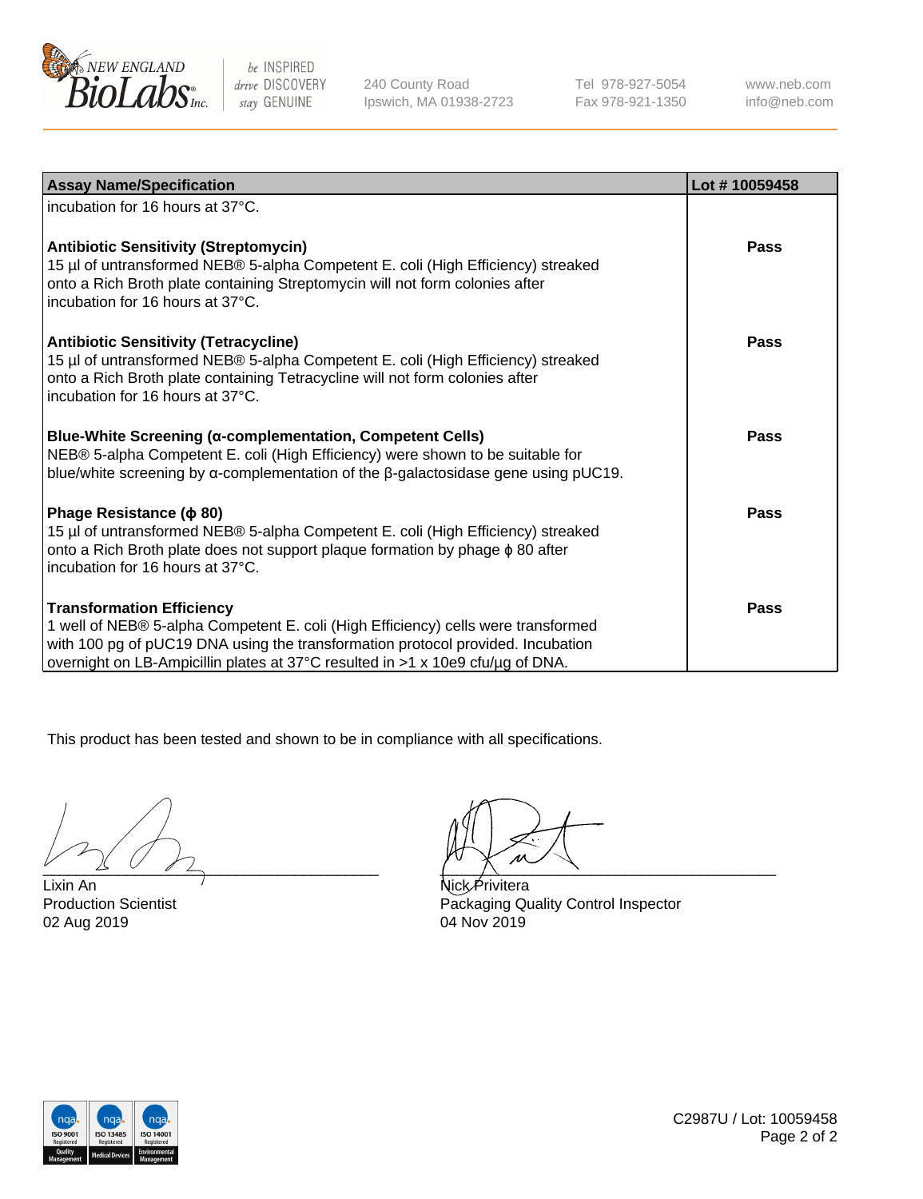| Assay Name/Specification | Lot # 10059458 |
|---|---|
| incubation for 16 hours at 37°C. | |
| **Antibiotic Sensitivity (Streptomycin)**<br>15 µl of untransformed NEB® 5-alpha Competent E. coli (High Efficiency) streaked onto a Rich Broth plate containing Streptomycin will not form colonies after incubation for 16 hours at 37°C. | Pass |
| **Antibiotic Sensitivity (Tetracycline)**<br>15 µl of untransformed NEB® 5-alpha Competent E. coli (High Efficiency) streaked onto a Rich Broth plate containing Tetracycline will not form colonies after incubation for 16 hours at 37°C. | Pass |
| **Blue-White Screening (α-complementation, Competent Cells)**<br>NEB® 5-alpha Competent E. coli (High Efficiency) were shown to be suitable for blue/white screening by α-complementation of the β-galactosidase gene using pUC19. | Pass |
| **Phage Resistance (ϕ 80)**<br>15 µl of untransformed NEB® 5-alpha Competent E. coli (High Efficiency) streaked onto a Rich Broth plate does not support plaque formation by phage ϕ 80 after incubation for 16 hours at 37°C. | Pass |
| **Transformation Efficiency**<br>1 well of NEB® 5-alpha Competent E. coli (High Efficiency) cells were transformed with 100 pg of pUC19 DNA using the transformation protocol provided. Incubation overnight on LB-Ampicillin plates at 37°C resulted in >1 x 10e9 cfu/µg of DNA. | Pass |

This product has been tested and shown to be in compliance with all specifications.

Lixin An
Production Scientist
02 Aug 2019

Nick Privitera
Packaging Quality Control Inspector
04 Nov 2019

C2987U / Lot: 10059458